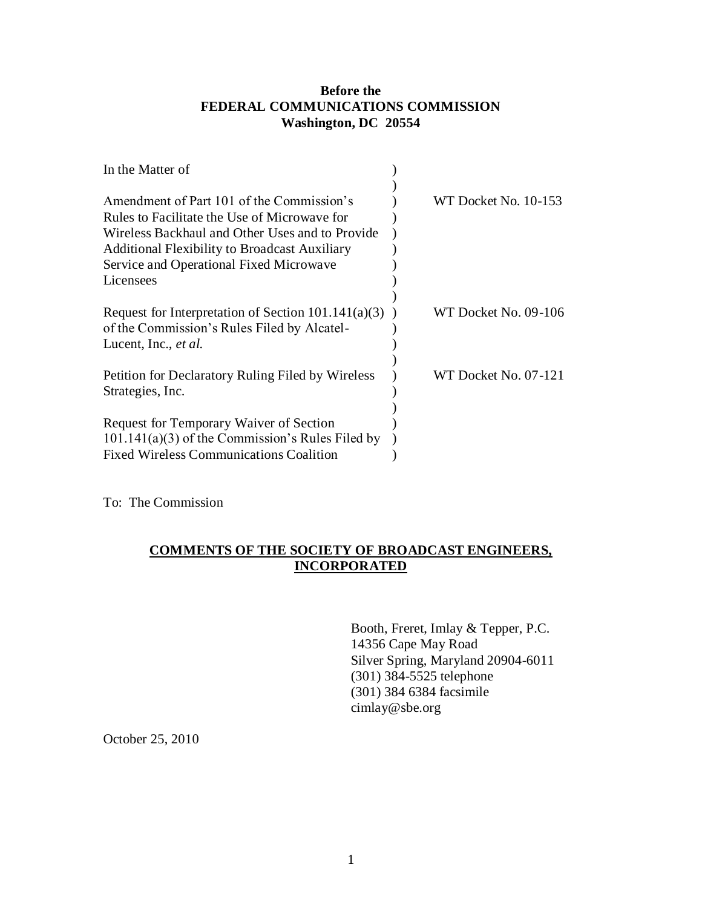**Before the**
**FEDERAL COMMUNICATIONS COMMISSION**
**Washington, DC 20554**

| | | |
|---|---|---|
| In the Matter of | ) | |
| | ) | |
| Amendment of Part 101 of the Commission's Rules to Facilitate the Use of Microwave for Wireless Backhaul and Other Uses and to Provide Additional Flexibility to Broadcast Auxiliary Service and Operational Fixed Microwave Licensees | ) | WT Docket No. 10-153 |
| | ) | |
| Request for Interpretation of Section 101.141(a)(3) of the Commission's Rules Filed by Alcatel-Lucent, Inc., *et al.* | ) | WT Docket No. 09-106 |
| | ) | |
| Petition for Declaratory Ruling Filed by Wireless Strategies, Inc. | ) | WT Docket No. 07-121 |
| | ) | |
| Request for Temporary Waiver of Section 101.141(a)(3) of the Commission's Rules Filed by Fixed Wireless Communications Coalition | ) | |

To: The Commission

## COMMENTS OF THE SOCIETY OF BROADCAST ENGINEERS, INCORPORATED

Booth, Freret, Imlay & Tepper, P.C.
14356 Cape May Road
Silver Spring, Maryland 20904-6011
(301) 384-5525 telephone
(301) 384 6384 facsimile
cimlay@sbe.org

October 25, 2010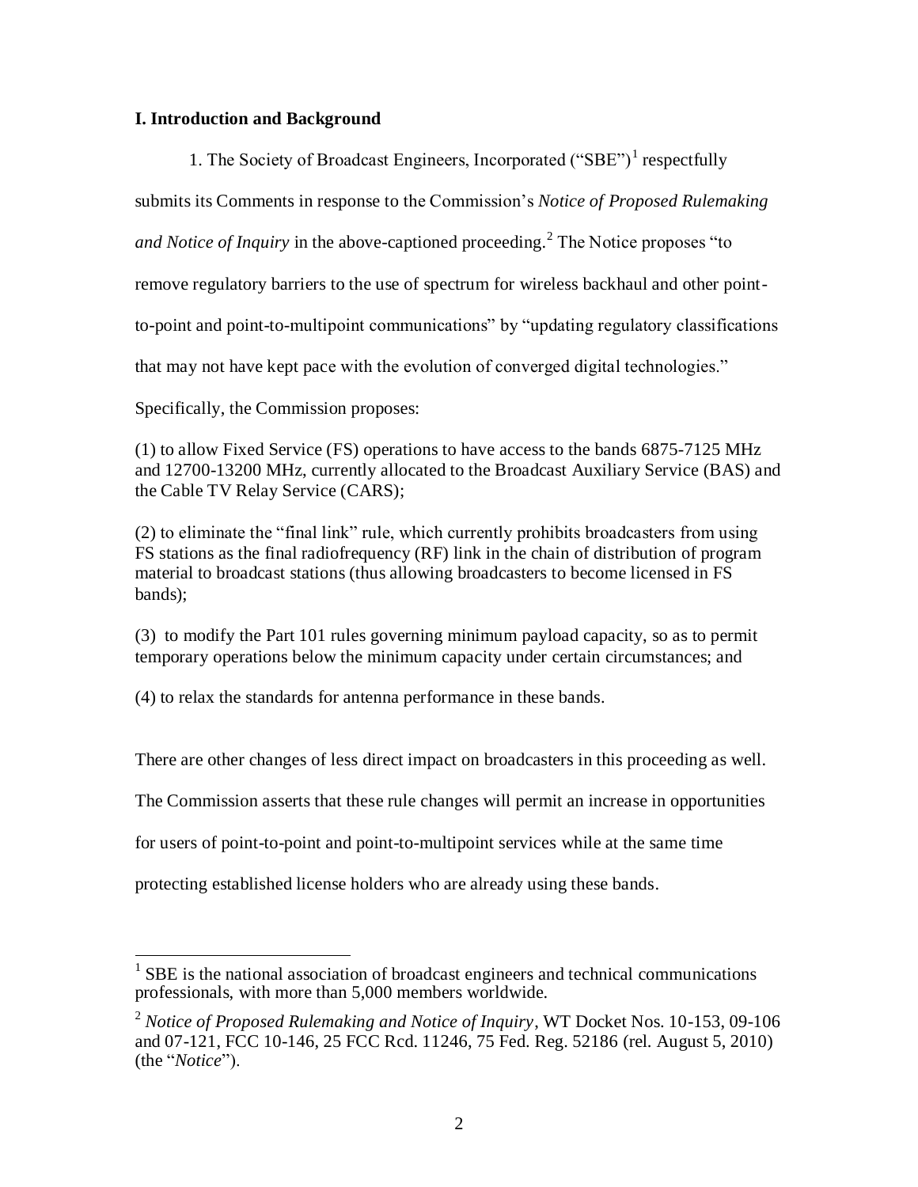## I. Introduction and Background

1. The Society of Broadcast Engineers, Incorporated ("SBE")[1] respectfully submits its Comments in response to the Commission's *Notice of Proposed Rulemaking and Notice of Inquiry* in the above-captioned proceeding.[2] The Notice proposes "to remove regulatory barriers to the use of spectrum for wireless backhaul and other point-to-point and point-to-multipoint communications" by "updating regulatory classifications that may not have kept pace with the evolution of converged digital technologies."

Specifically, the Commission proposes:

(1) to allow Fixed Service (FS) operations to have access to the bands 6875-7125 MHz and 12700-13200 MHz, currently allocated to the Broadcast Auxiliary Service (BAS) and the Cable TV Relay Service (CARS);

(2) to eliminate the "final link" rule, which currently prohibits broadcasters from using FS stations as the final radiofrequency (RF) link in the chain of distribution of program material to broadcast stations (thus allowing broadcasters to become licensed in FS bands);

(3) to modify the Part 101 rules governing minimum payload capacity, so as to permit temporary operations below the minimum capacity under certain circumstances; and

(4) to relax the standards for antenna performance in these bands.

There are other changes of less direct impact on broadcasters in this proceeding as well. The Commission asserts that these rule changes will permit an increase in opportunities for users of point-to-point and point-to-multipoint services while at the same time protecting established license holders who are already using these bands.

---

[1] SBE is the national association of broadcast engineers and technical communications professionals, with more than 5,000 members worldwide.

[2] *Notice of Proposed Rulemaking and Notice of Inquiry*, WT Docket Nos. 10-153, 09-106 and 07-121, FCC 10-146, 25 FCC Rcd. 11246, 75 Fed. Reg. 52186 (rel. August 5, 2010) (the "*Notice*").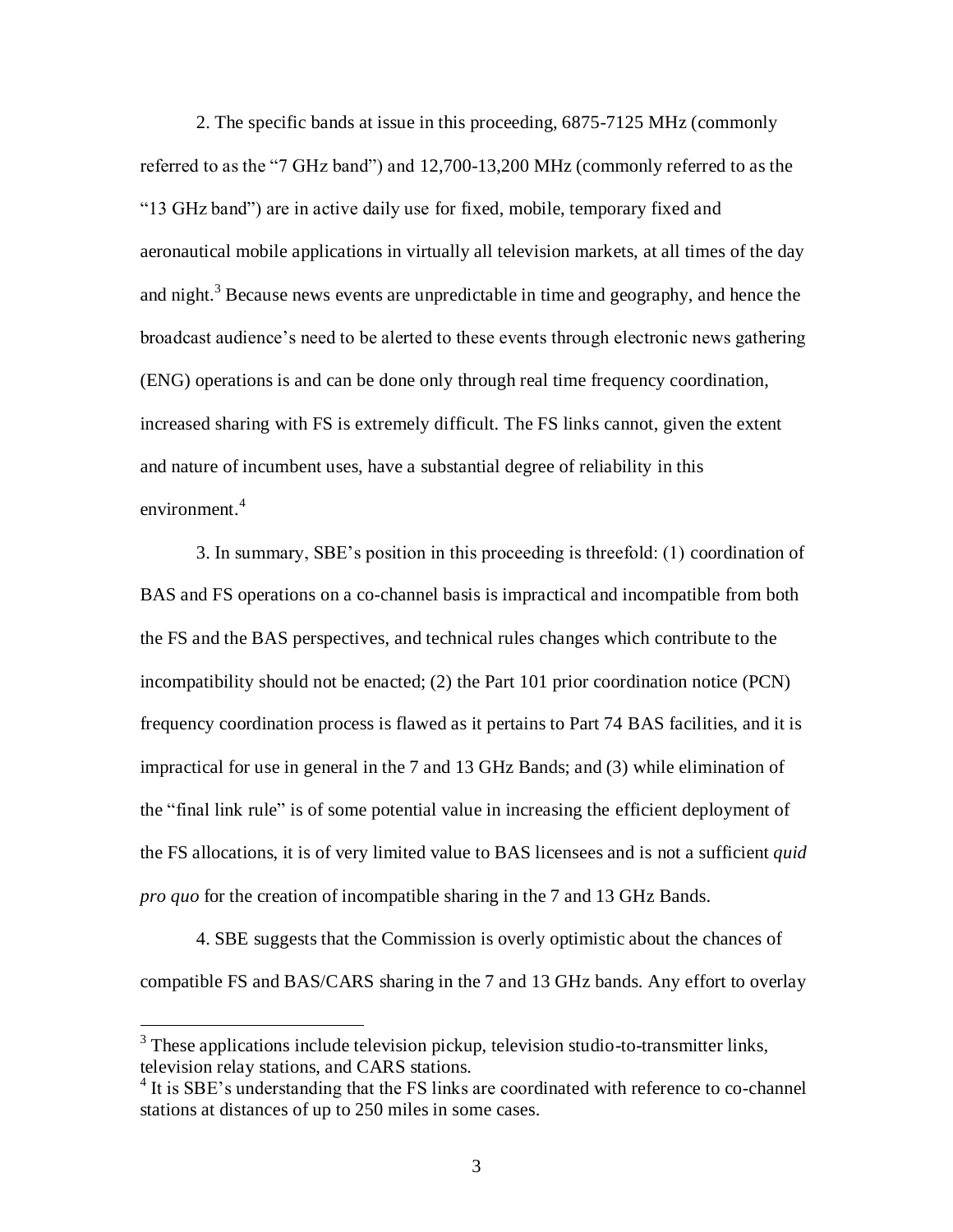2. The specific bands at issue in this proceeding, 6875-7125 MHz (commonly referred to as the "7 GHz band") and 12,700-13,200 MHz (commonly referred to as the "13 GHz band") are in active daily use for fixed, mobile, temporary fixed and aeronautical mobile applications in virtually all television markets, at all times of the day and night.[3] Because news events are unpredictable in time and geography, and hence the broadcast audience's need to be alerted to these events through electronic news gathering (ENG) operations is and can be done only through real time frequency coordination, increased sharing with FS is extremely difficult. The FS links cannot, given the extent and nature of incumbent uses, have a substantial degree of reliability in this environment.[4]

3. In summary, SBE's position in this proceeding is threefold: (1) coordination of BAS and FS operations on a co-channel basis is impractical and incompatible from both the FS and the BAS perspectives, and technical rules changes which contribute to the incompatibility should not be enacted; (2) the Part 101 prior coordination notice (PCN) frequency coordination process is flawed as it pertains to Part 74 BAS facilities, and it is impractical for use in general in the 7 and 13 GHz Bands; and (3) while elimination of the "final link rule" is of some potential value in increasing the efficient deployment of the FS allocations, it is of very limited value to BAS licensees and is not a sufficient *quid pro quo* for the creation of incompatible sharing in the 7 and 13 GHz Bands.

4. SBE suggests that the Commission is overly optimistic about the chances of compatible FS and BAS/CARS sharing in the 7 and 13 GHz bands. Any effort to overlay

---

[3] These applications include television pickup, television studio-to-transmitter links, television relay stations, and CARS stations.

[4] It is SBE's understanding that the FS links are coordinated with reference to co-channel stations at distances of up to 250 miles in some cases.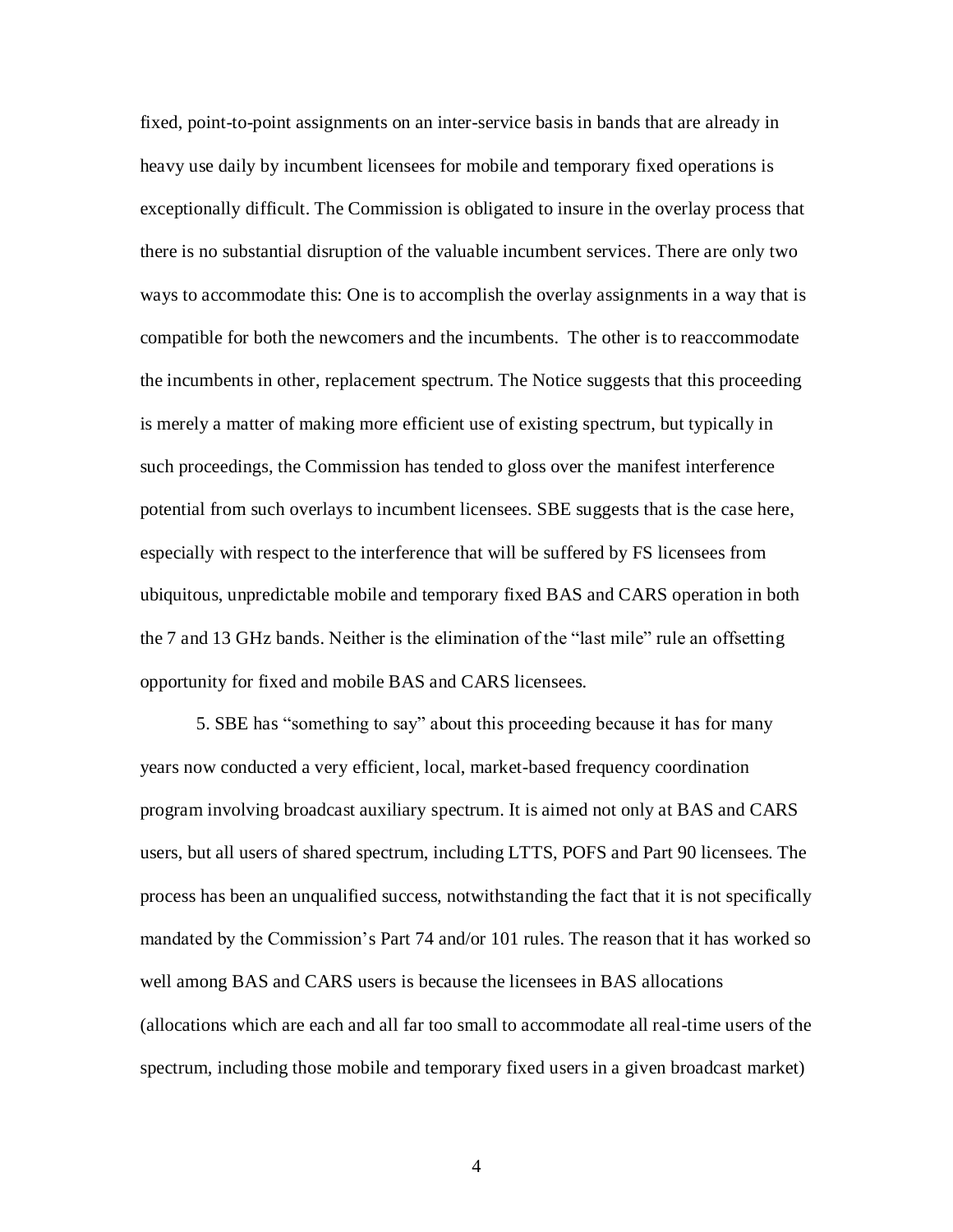fixed, point-to-point assignments on an inter-service basis in bands that are already in heavy use daily by incumbent licensees for mobile and temporary fixed operations is exceptionally difficult. The Commission is obligated to insure in the overlay process that there is no substantial disruption of the valuable incumbent services. There are only two ways to accommodate this: One is to accomplish the overlay assignments in a way that is compatible for both the newcomers and the incumbents. The other is to reaccommodate the incumbents in other, replacement spectrum. The Notice suggests that this proceeding is merely a matter of making more efficient use of existing spectrum, but typically in such proceedings, the Commission has tended to gloss over the manifest interference potential from such overlays to incumbent licensees. SBE suggests that is the case here, especially with respect to the interference that will be suffered by FS licensees from ubiquitous, unpredictable mobile and temporary fixed BAS and CARS operation in both the 7 and 13 GHz bands. Neither is the elimination of the "last mile" rule an offsetting opportunity for fixed and mobile BAS and CARS licensees.

5. SBE has "something to say" about this proceeding because it has for many years now conducted a very efficient, local, market-based frequency coordination program involving broadcast auxiliary spectrum. It is aimed not only at BAS and CARS users, but all users of shared spectrum, including LTTS, POFS and Part 90 licensees. The process has been an unqualified success, notwithstanding the fact that it is not specifically mandated by the Commission's Part 74 and/or 101 rules. The reason that it has worked so well among BAS and CARS users is because the licensees in BAS allocations (allocations which are each and all far too small to accommodate all real-time users of the spectrum, including those mobile and temporary fixed users in a given broadcast market)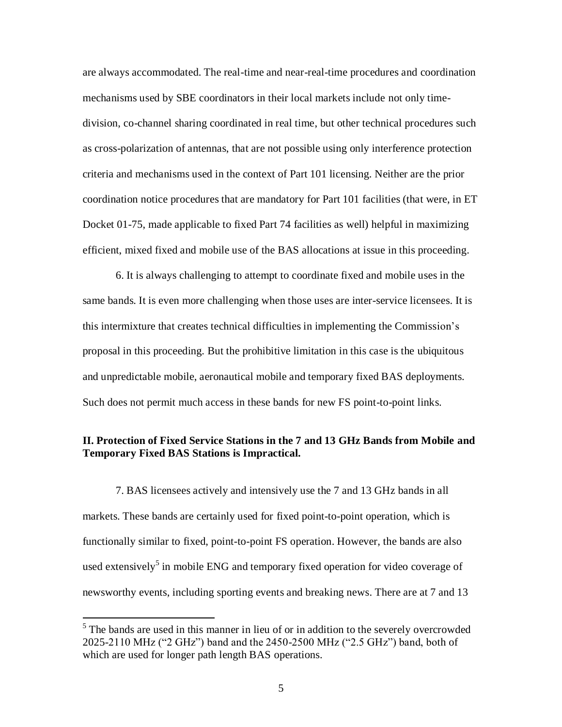are always accommodated. The real-time and near-real-time procedures and coordination mechanisms used by SBE coordinators in their local markets include not only time-division, co-channel sharing coordinated in real time, but other technical procedures such as cross-polarization of antennas, that are not possible using only interference protection criteria and mechanisms used in the context of Part 101 licensing. Neither are the prior coordination notice procedures that are mandatory for Part 101 facilities (that were, in ET Docket 01-75, made applicable to fixed Part 74 facilities as well) helpful in maximizing efficient, mixed fixed and mobile use of the BAS allocations at issue in this proceeding.

6. It is always challenging to attempt to coordinate fixed and mobile uses in the same bands. It is even more challenging when those uses are inter-service licensees. It is this intermixture that creates technical difficulties in implementing the Commission's proposal in this proceeding. But the prohibitive limitation in this case is the ubiquitous and unpredictable mobile, aeronautical mobile and temporary fixed BAS deployments. Such does not permit much access in these bands for new FS point-to-point links.

## II. Protection of Fixed Service Stations in the 7 and 13 GHz Bands from Mobile and Temporary Fixed BAS Stations is Impractical.

7. BAS licensees actively and intensively use the 7 and 13 GHz bands in all markets. These bands are certainly used for fixed point-to-point operation, which is functionally similar to fixed, point-to-point FS operation. However, the bands are also used extensively[5] in mobile ENG and temporary fixed operation for video coverage of newsworthy events, including sporting events and breaking news. There are at 7 and 13

[5] The bands are used in this manner in lieu of or in addition to the severely overcrowded 2025-2110 MHz ("2 GHz") band and the 2450-2500 MHz ("2.5 GHz") band, both of which are used for longer path length BAS operations.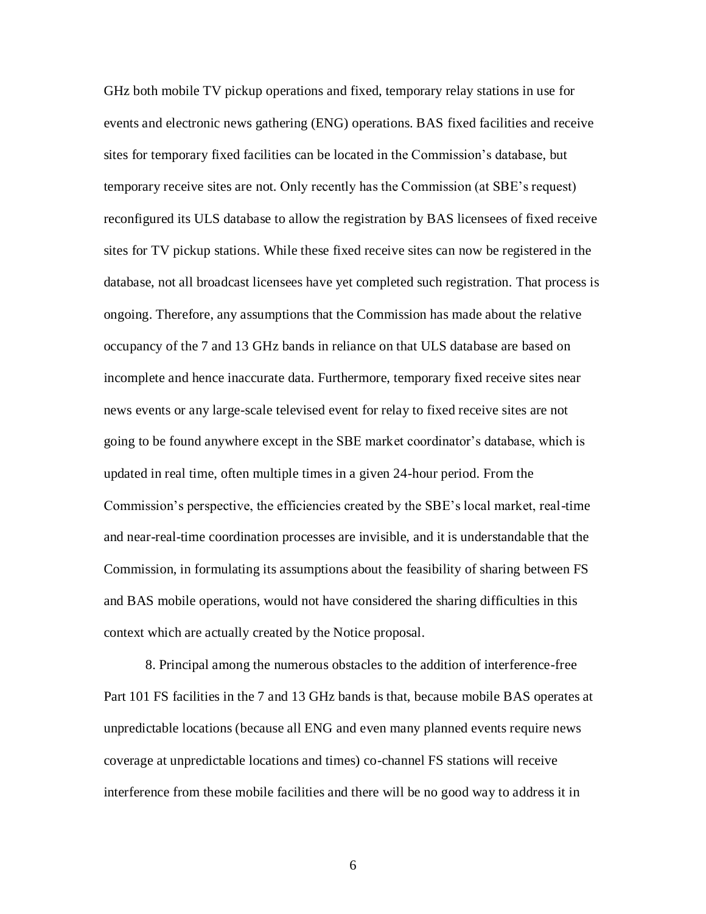GHz both mobile TV pickup operations and fixed, temporary relay stations in use for events and electronic news gathering (ENG) operations. BAS fixed facilities and receive sites for temporary fixed facilities can be located in the Commission's database, but temporary receive sites are not. Only recently has the Commission (at SBE's request) reconfigured its ULS database to allow the registration by BAS licensees of fixed receive sites for TV pickup stations. While these fixed receive sites can now be registered in the database, not all broadcast licensees have yet completed such registration. That process is ongoing. Therefore, any assumptions that the Commission has made about the relative occupancy of the 7 and 13 GHz bands in reliance on that ULS database are based on incomplete and hence inaccurate data. Furthermore, temporary fixed receive sites near news events or any large-scale televised event for relay to fixed receive sites are not going to be found anywhere except in the SBE market coordinator's database, which is updated in real time, often multiple times in a given 24-hour period. From the Commission's perspective, the efficiencies created by the SBE's local market, real-time and near-real-time coordination processes are invisible, and it is understandable that the Commission, in formulating its assumptions about the feasibility of sharing between FS and BAS mobile operations, would not have considered the sharing difficulties in this context which are actually created by the Notice proposal.

8. Principal among the numerous obstacles to the addition of interference-free Part 101 FS facilities in the 7 and 13 GHz bands is that, because mobile BAS operates at unpredictable locations (because all ENG and even many planned events require news coverage at unpredictable locations and times) co-channel FS stations will receive interference from these mobile facilities and there will be no good way to address it in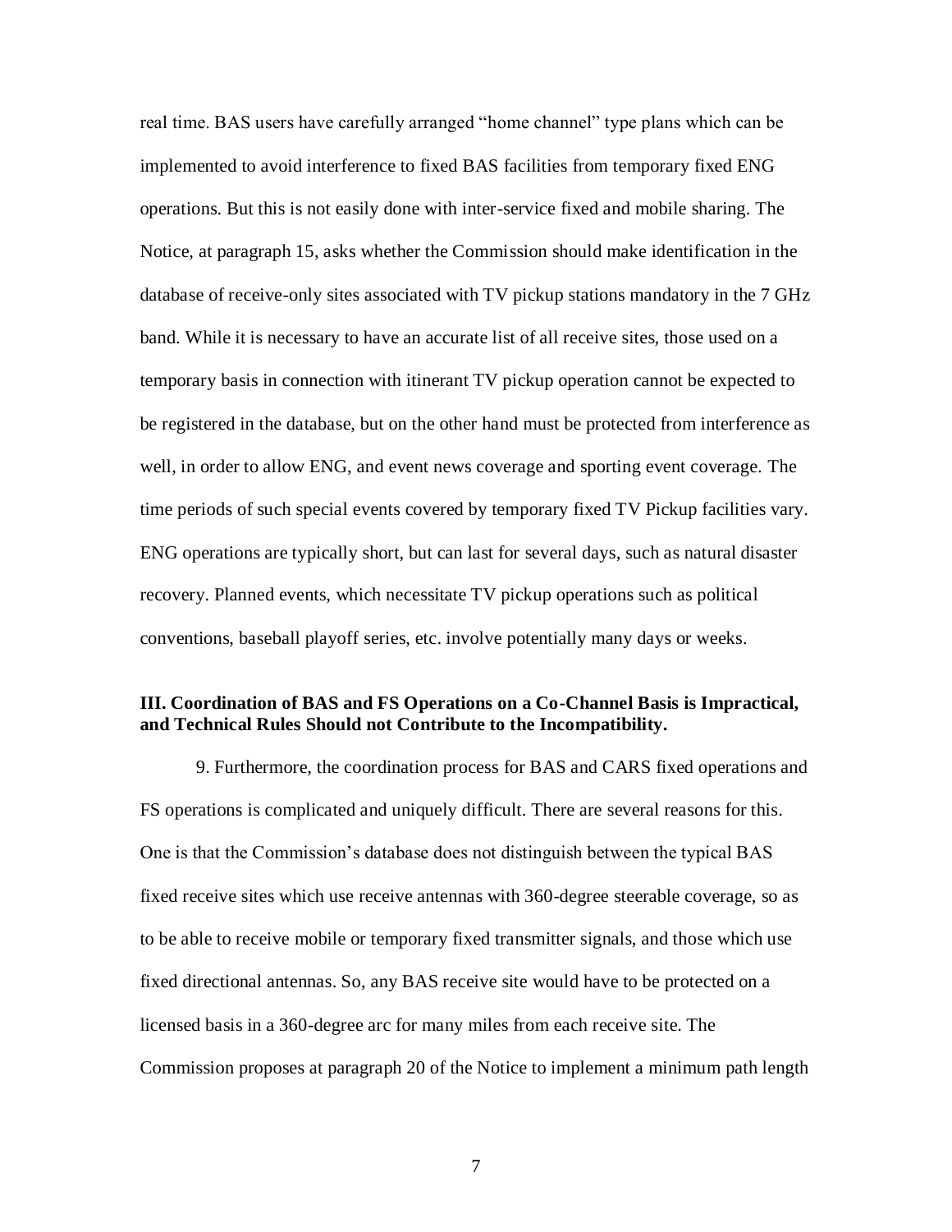real time. BAS users have carefully arranged "home channel" type plans which can be implemented to avoid interference to fixed BAS facilities from temporary fixed ENG operations. But this is not easily done with inter-service fixed and mobile sharing. The Notice, at paragraph 15, asks whether the Commission should make identification in the database of receive-only sites associated with TV pickup stations mandatory in the 7 GHz band. While it is necessary to have an accurate list of all receive sites, those used on a temporary basis in connection with itinerant TV pickup operation cannot be expected to be registered in the database, but on the other hand must be protected from interference as well, in order to allow ENG, and event news coverage and sporting event coverage. The time periods of such special events covered by temporary fixed TV Pickup facilities vary. ENG operations are typically short, but can last for several days, such as natural disaster recovery. Planned events, which necessitate TV pickup operations such as political conventions, baseball playoff series, etc. involve potentially many days or weeks.

### III. Coordination of BAS and FS Operations on a Co-Channel Basis is Impractical, and Technical Rules Should not Contribute to the Incompatibility.

9. Furthermore, the coordination process for BAS and CARS fixed operations and FS operations is complicated and uniquely difficult. There are several reasons for this. One is that the Commission's database does not distinguish between the typical BAS fixed receive sites which use receive antennas with 360-degree steerable coverage, so as to be able to receive mobile or temporary fixed transmitter signals, and those which use fixed directional antennas. So, any BAS receive site would have to be protected on a licensed basis in a 360-degree arc for many miles from each receive site. The Commission proposes at paragraph 20 of the Notice to implement a minimum path length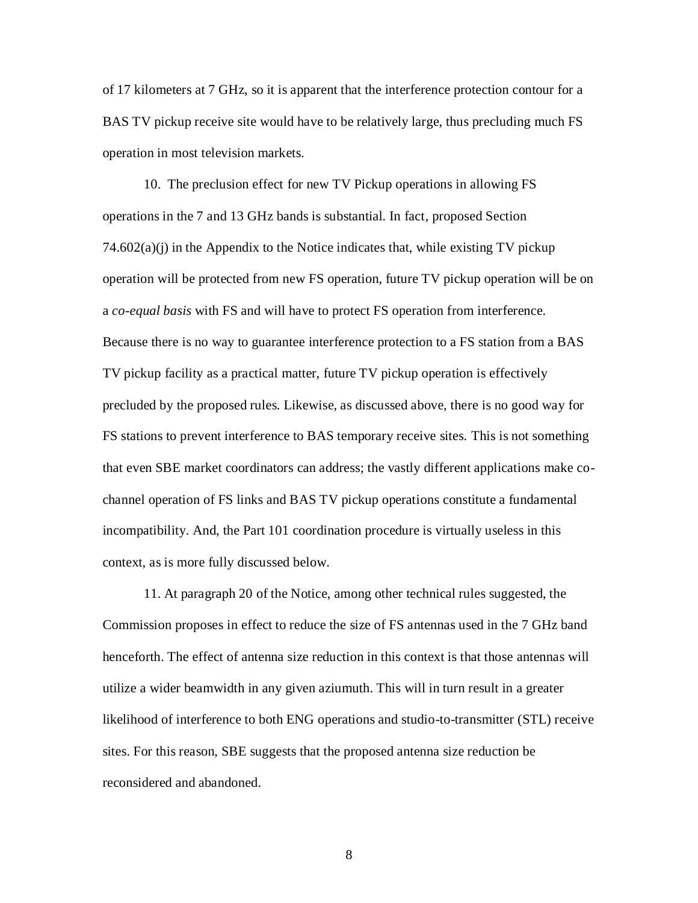of 17 kilometers at 7 GHz, so it is apparent that the interference protection contour for a BAS TV pickup receive site would have to be relatively large, thus precluding much FS operation in most television markets.

10. The preclusion effect for new TV Pickup operations in allowing FS operations in the 7 and 13 GHz bands is substantial. In fact, proposed Section 74.602(a)(j) in the Appendix to the Notice indicates that, while existing TV pickup operation will be protected from new FS operation, future TV pickup operation will be on a *co-equal basis* with FS and will have to protect FS operation from interference. Because there is no way to guarantee interference protection to a FS station from a BAS TV pickup facility as a practical matter, future TV pickup operation is effectively precluded by the proposed rules. Likewise, as discussed above, there is no good way for FS stations to prevent interference to BAS temporary receive sites. This is not something that even SBE market coordinators can address; the vastly different applications make co-channel operation of FS links and BAS TV pickup operations constitute a fundamental incompatibility. And, the Part 101 coordination procedure is virtually useless in this context, as is more fully discussed below.

11. At paragraph 20 of the Notice, among other technical rules suggested, the Commission proposes in effect to reduce the size of FS antennas used in the 7 GHz band henceforth. The effect of antenna size reduction in this context is that those antennas will utilize a wider beamwidth in any given aziumuth. This will in turn result in a greater likelihood of interference to both ENG operations and studio-to-transmitter (STL) receive sites. For this reason, SBE suggests that the proposed antenna size reduction be reconsidered and abandoned.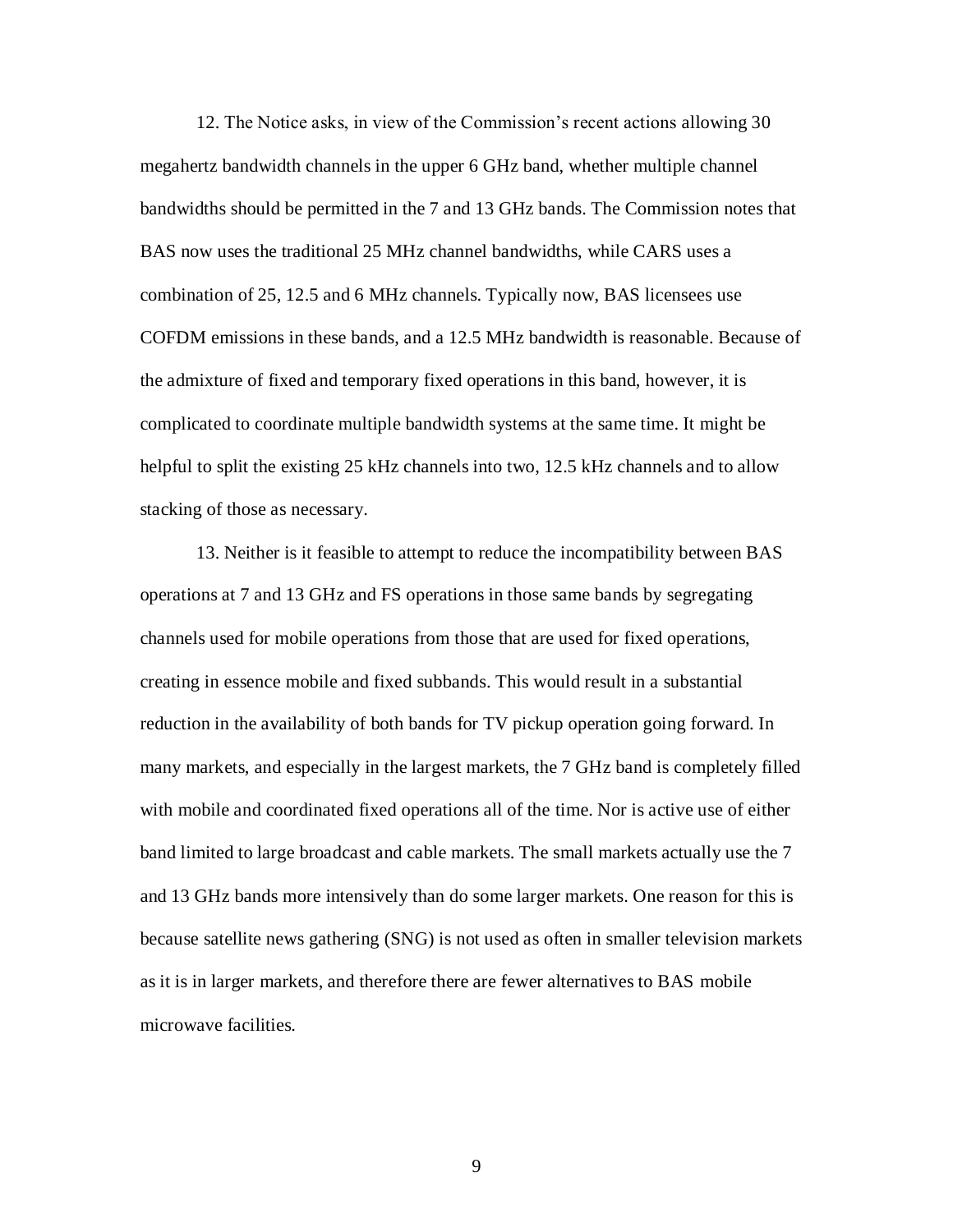12. The Notice asks, in view of the Commission's recent actions allowing 30 megahertz bandwidth channels in the upper 6 GHz band, whether multiple channel bandwidths should be permitted in the 7 and 13 GHz bands. The Commission notes that BAS now uses the traditional 25 MHz channel bandwidths, while CARS uses a combination of 25, 12.5 and 6 MHz channels. Typically now, BAS licensees use COFDM emissions in these bands, and a 12.5 MHz bandwidth is reasonable. Because of the admixture of fixed and temporary fixed operations in this band, however, it is complicated to coordinate multiple bandwidth systems at the same time. It might be helpful to split the existing 25 kHz channels into two, 12.5 kHz channels and to allow stacking of those as necessary.

13. Neither is it feasible to attempt to reduce the incompatibility between BAS operations at 7 and 13 GHz and FS operations in those same bands by segregating channels used for mobile operations from those that are used for fixed operations, creating in essence mobile and fixed subbands. This would result in a substantial reduction in the availability of both bands for TV pickup operation going forward. In many markets, and especially in the largest markets, the 7 GHz band is completely filled with mobile and coordinated fixed operations all of the time. Nor is active use of either band limited to large broadcast and cable markets. The small markets actually use the 7 and 13 GHz bands more intensively than do some larger markets. One reason for this is because satellite news gathering (SNG) is not used as often in smaller television markets as it is in larger markets, and therefore there are fewer alternatives to BAS mobile microwave facilities.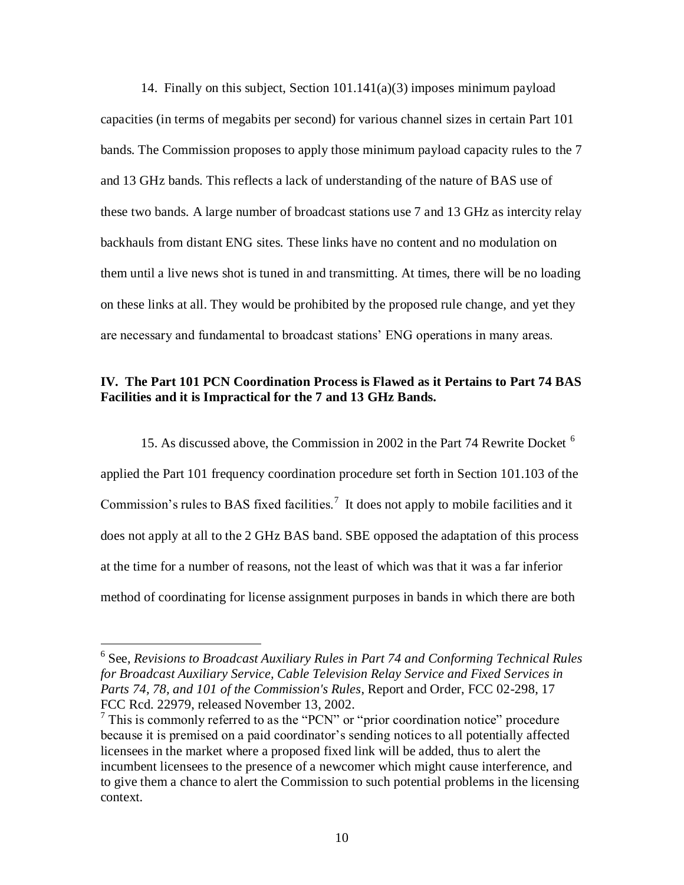14. Finally on this subject, Section 101.141(a)(3) imposes minimum payload capacities (in terms of megabits per second) for various channel sizes in certain Part 101 bands. The Commission proposes to apply those minimum payload capacity rules to the 7 and 13 GHz bands. This reflects a lack of understanding of the nature of BAS use of these two bands. A large number of broadcast stations use 7 and 13 GHz as intercity relay backhauls from distant ENG sites. These links have no content and no modulation on them until a live news shot is tuned in and transmitting. At times, there will be no loading on these links at all. They would be prohibited by the proposed rule change, and yet they are necessary and fundamental to broadcast stations' ENG operations in many areas.

### IV. The Part 101 PCN Coordination Process is Flawed as it Pertains to Part 74 BAS Facilities and it is Impractical for the 7 and 13 GHz Bands.

15. As discussed above, the Commission in 2002 in the Part 74 Rewrite Docket [6] applied the Part 101 frequency coordination procedure set forth in Section 101.103 of the Commission's rules to BAS fixed facilities.[7] It does not apply to mobile facilities and it does not apply at all to the 2 GHz BAS band. SBE opposed the adaptation of this process at the time for a number of reasons, not the least of which was that it was a far inferior method of coordinating for license assignment purposes in bands in which there are both

---

[6] See, *Revisions to Broadcast Auxiliary Rules in Part 74 and Conforming Technical Rules for Broadcast Auxiliary Service, Cable Television Relay Service and Fixed Services in Parts 74, 78, and 101 of the Commission's Rules*, Report and Order, FCC 02-298, 17 FCC Rcd. 22979, released November 13, 2002.

[7] This is commonly referred to as the "PCN" or "prior coordination notice" procedure because it is premised on a paid coordinator's sending notices to all potentially affected licensees in the market where a proposed fixed link will be added, thus to alert the incumbent licensees to the presence of a newcomer which might cause interference, and to give them a chance to alert the Commission to such potential problems in the licensing context.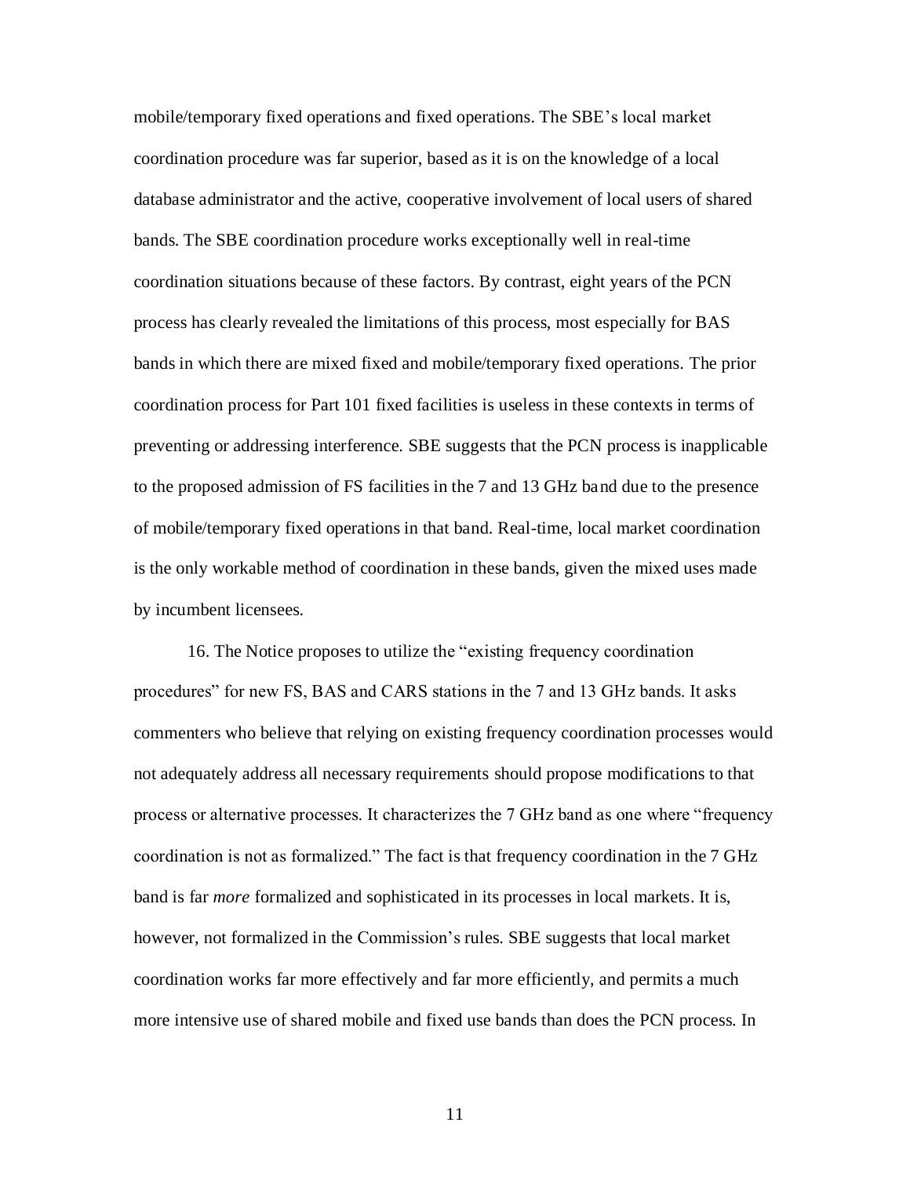mobile/temporary fixed operations and fixed operations. The SBE's local market coordination procedure was far superior, based as it is on the knowledge of a local database administrator and the active, cooperative involvement of local users of shared bands. The SBE coordination procedure works exceptionally well in real-time coordination situations because of these factors. By contrast, eight years of the PCN process has clearly revealed the limitations of this process, most especially for BAS bands in which there are mixed fixed and mobile/temporary fixed operations. The prior coordination process for Part 101 fixed facilities is useless in these contexts in terms of preventing or addressing interference. SBE suggests that the PCN process is inapplicable to the proposed admission of FS facilities in the 7 and 13 GHz band due to the presence of mobile/temporary fixed operations in that band. Real-time, local market coordination is the only workable method of coordination in these bands, given the mixed uses made by incumbent licensees.

16. The Notice proposes to utilize the "existing frequency coordination procedures" for new FS, BAS and CARS stations in the 7 and 13 GHz bands. It asks commenters who believe that relying on existing frequency coordination processes would not adequately address all necessary requirements should propose modifications to that process or alternative processes. It characterizes the 7 GHz band as one where "frequency coordination is not as formalized." The fact is that frequency coordination in the 7 GHz band is far *more* formalized and sophisticated in its processes in local markets. It is, however, not formalized in the Commission's rules. SBE suggests that local market coordination works far more effectively and far more efficiently, and permits a much more intensive use of shared mobile and fixed use bands than does the PCN process. In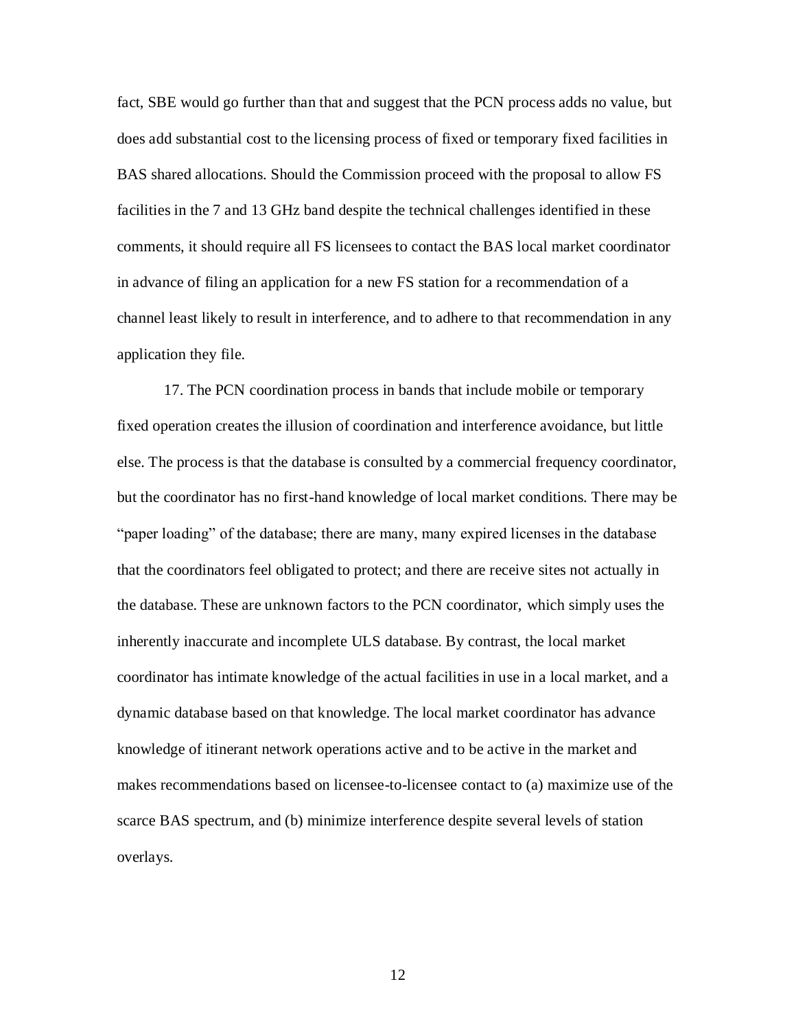fact, SBE would go further than that and suggest that the PCN process adds no value, but does add substantial cost to the licensing process of fixed or temporary fixed facilities in BAS shared allocations. Should the Commission proceed with the proposal to allow FS facilities in the 7 and 13 GHz band despite the technical challenges identified in these comments, it should require all FS licensees to contact the BAS local market coordinator in advance of filing an application for a new FS station for a recommendation of a channel least likely to result in interference, and to adhere to that recommendation in any application they file.

17. The PCN coordination process in bands that include mobile or temporary fixed operation creates the illusion of coordination and interference avoidance, but little else. The process is that the database is consulted by a commercial frequency coordinator, but the coordinator has no first-hand knowledge of local market conditions. There may be "paper loading" of the database; there are many, many expired licenses in the database that the coordinators feel obligated to protect; and there are receive sites not actually in the database. These are unknown factors to the PCN coordinator, which simply uses the inherently inaccurate and incomplete ULS database. By contrast, the local market coordinator has intimate knowledge of the actual facilities in use in a local market, and a dynamic database based on that knowledge. The local market coordinator has advance knowledge of itinerant network operations active and to be active in the market and makes recommendations based on licensee-to-licensee contact to (a) maximize use of the scarce BAS spectrum, and (b) minimize interference despite several levels of station overlays.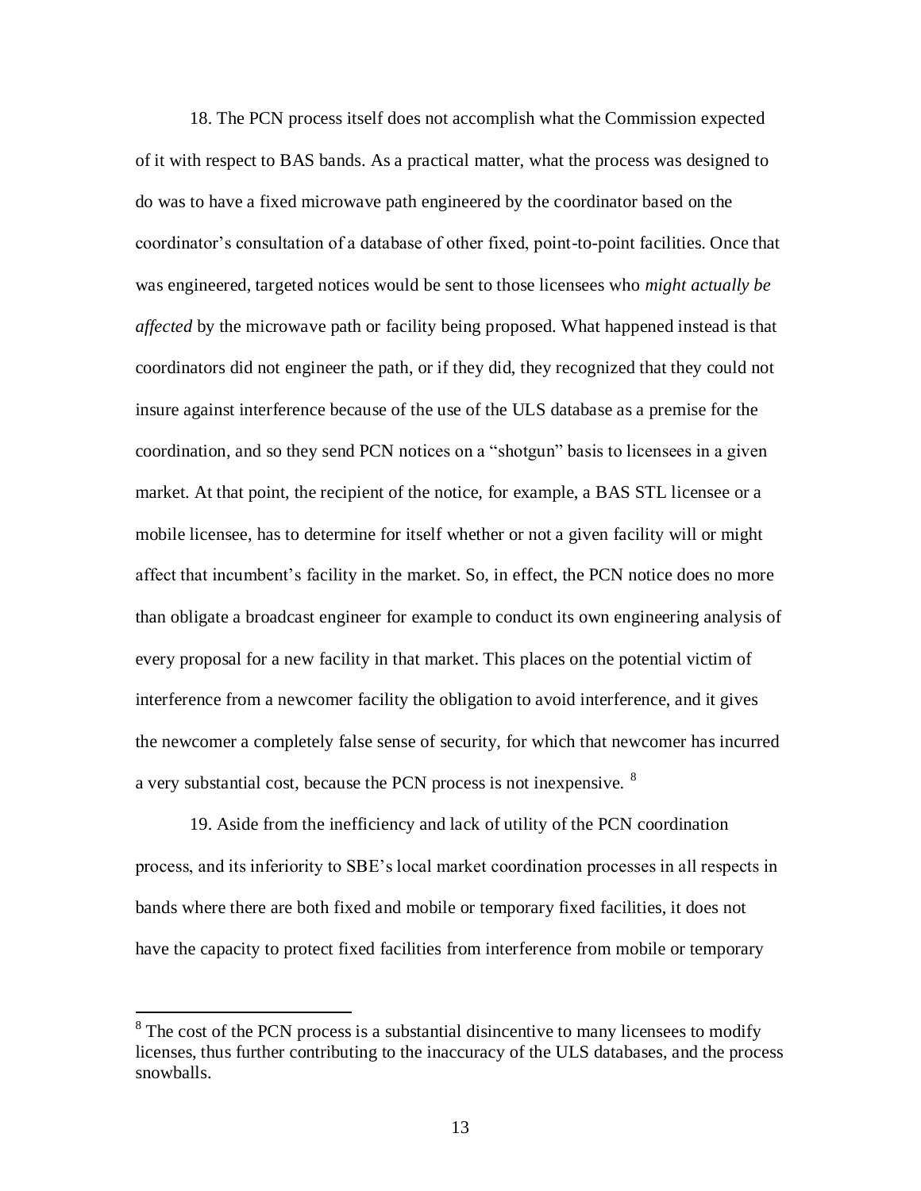18. The PCN process itself does not accomplish what the Commission expected of it with respect to BAS bands. As a practical matter, what the process was designed to do was to have a fixed microwave path engineered by the coordinator based on the coordinator's consultation of a database of other fixed, point-to-point facilities. Once that was engineered, targeted notices would be sent to those licensees who *might actually be affected* by the microwave path or facility being proposed. What happened instead is that coordinators did not engineer the path, or if they did, they recognized that they could not insure against interference because of the use of the ULS database as a premise for the coordination, and so they send PCN notices on a "shotgun" basis to licensees in a given market. At that point, the recipient of the notice, for example, a BAS STL licensee or a mobile licensee, has to determine for itself whether or not a given facility will or might affect that incumbent's facility in the market. So, in effect, the PCN notice does no more than obligate a broadcast engineer for example to conduct its own engineering analysis of every proposal for a new facility in that market. This places on the potential victim of interference from a newcomer facility the obligation to avoid interference, and it gives the newcomer a completely false sense of security, for which that newcomer has incurred a very substantial cost, because the PCN process is not inexpensive. [8]

19. Aside from the inefficiency and lack of utility of the PCN coordination process, and its inferiority to SBE's local market coordination processes in all respects in bands where there are both fixed and mobile or temporary fixed facilities, it does not have the capacity to protect fixed facilities from interference from mobile or temporary

[8] The cost of the PCN process is a substantial disincentive to many licensees to modify licenses, thus further contributing to the inaccuracy of the ULS databases, and the process snowballs.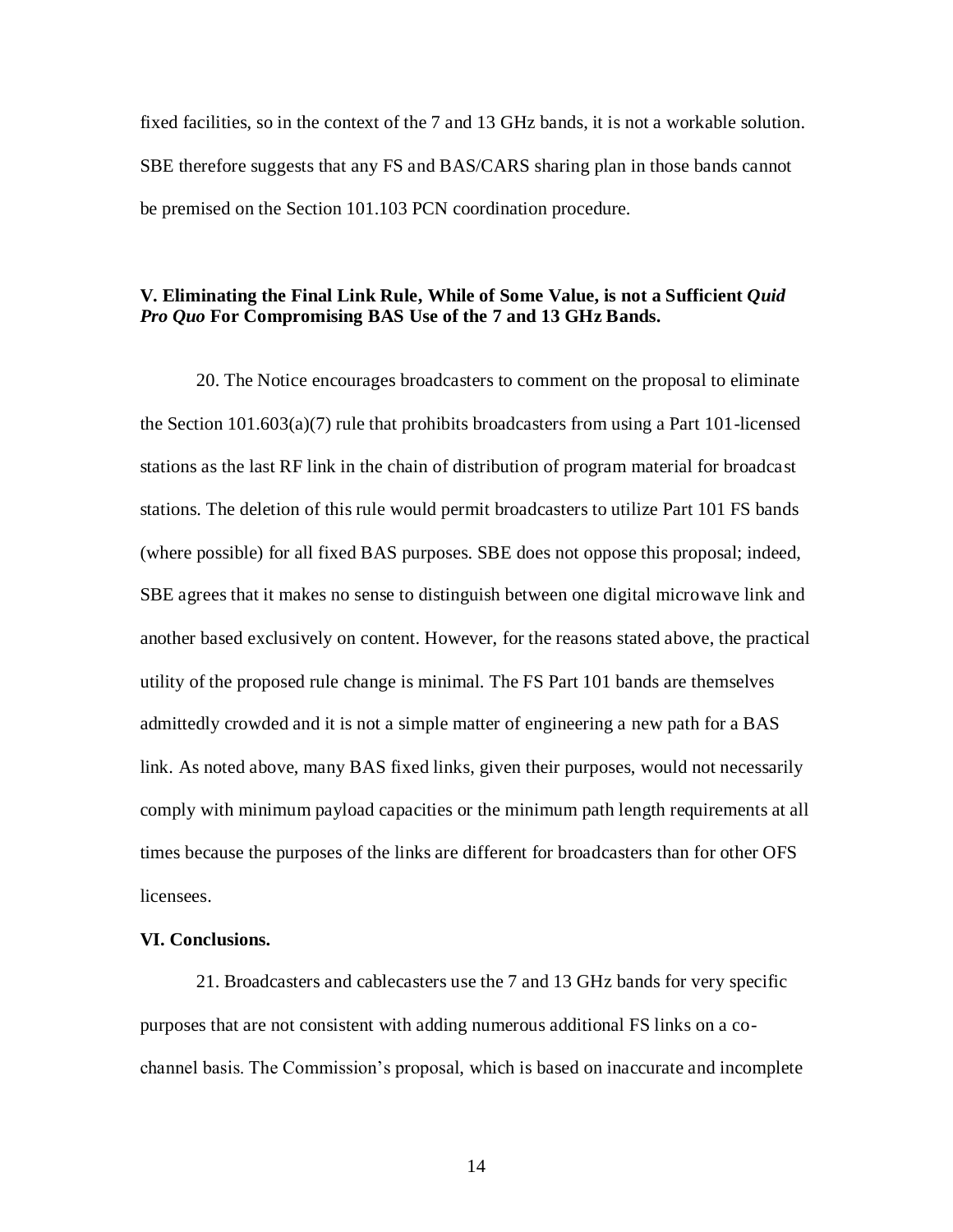fixed facilities, so in the context of the 7 and 13 GHz bands, it is not a workable solution. SBE therefore suggests that any FS and BAS/CARS sharing plan in those bands cannot be premised on the Section 101.103 PCN coordination procedure.

### V. Eliminating the Final Link Rule, While of Some Value, is not a Sufficient *Quid Pro Quo* For Compromising BAS Use of the 7 and 13 GHz Bands.

20. The Notice encourages broadcasters to comment on the proposal to eliminate the Section 101.603(a)(7) rule that prohibits broadcasters from using a Part 101-licensed stations as the last RF link in the chain of distribution of program material for broadcast stations. The deletion of this rule would permit broadcasters to utilize Part 101 FS bands (where possible) for all fixed BAS purposes. SBE does not oppose this proposal; indeed, SBE agrees that it makes no sense to distinguish between one digital microwave link and another based exclusively on content. However, for the reasons stated above, the practical utility of the proposed rule change is minimal. The FS Part 101 bands are themselves admittedly crowded and it is not a simple matter of engineering a new path for a BAS link. As noted above, many BAS fixed links, given their purposes, would not necessarily comply with minimum payload capacities or the minimum path length requirements at all times because the purposes of the links are different for broadcasters than for other OFS licensees.

### VI. Conclusions.

21. Broadcasters and cablecasters use the 7 and 13 GHz bands for very specific purposes that are not consistent with adding numerous additional FS links on a co-channel basis. The Commission's proposal, which is based on inaccurate and incomplete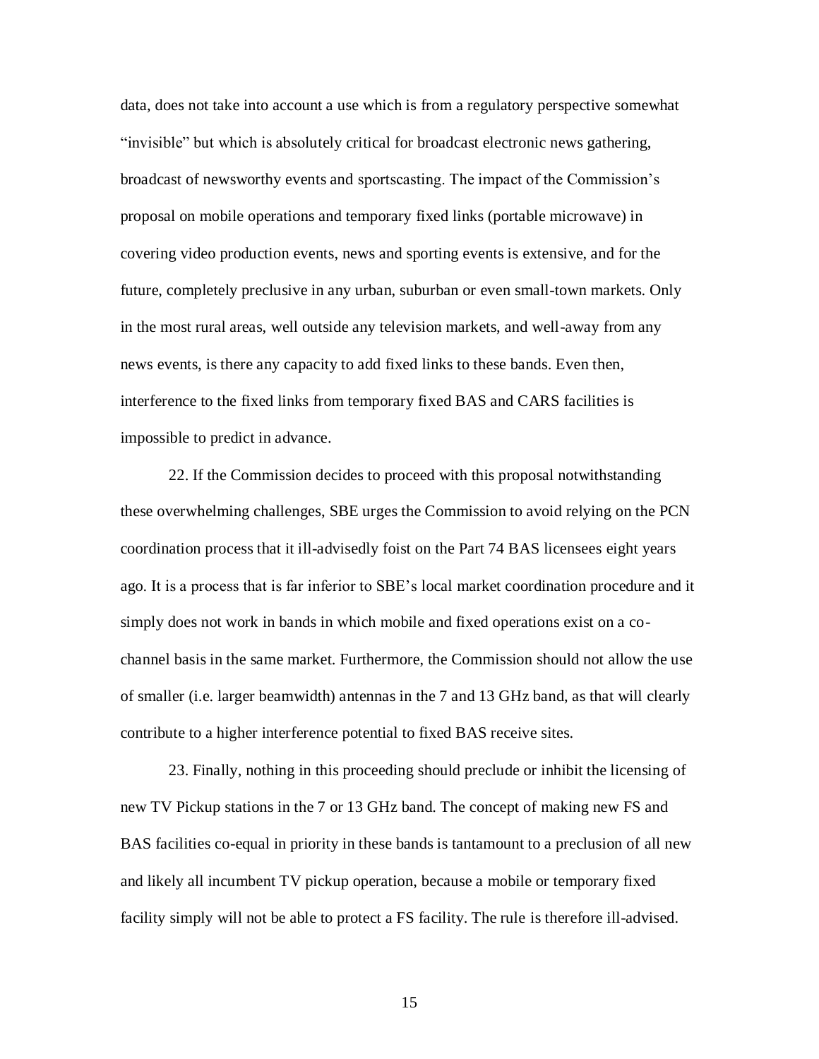data, does not take into account a use which is from a regulatory perspective somewhat "invisible" but which is absolutely critical for broadcast electronic news gathering, broadcast of newsworthy events and sportscasting. The impact of the Commission's proposal on mobile operations and temporary fixed links (portable microwave) in covering video production events, news and sporting events is extensive, and for the future, completely preclusive in any urban, suburban or even small-town markets. Only in the most rural areas, well outside any television markets, and well-away from any news events, is there any capacity to add fixed links to these bands. Even then, interference to the fixed links from temporary fixed BAS and CARS facilities is impossible to predict in advance.

22. If the Commission decides to proceed with this proposal notwithstanding these overwhelming challenges, SBE urges the Commission to avoid relying on the PCN coordination process that it ill-advisedly foist on the Part 74 BAS licensees eight years ago. It is a process that is far inferior to SBE's local market coordination procedure and it simply does not work in bands in which mobile and fixed operations exist on a co-channel basis in the same market. Furthermore, the Commission should not allow the use of smaller (i.e. larger beamwidth) antennas in the 7 and 13 GHz band, as that will clearly contribute to a higher interference potential to fixed BAS receive sites.

23. Finally, nothing in this proceeding should preclude or inhibit the licensing of new TV Pickup stations in the 7 or 13 GHz band. The concept of making new FS and BAS facilities co-equal in priority in these bands is tantamount to a preclusion of all new and likely all incumbent TV pickup operation, because a mobile or temporary fixed facility simply will not be able to protect a FS facility. The rule is therefore ill-advised.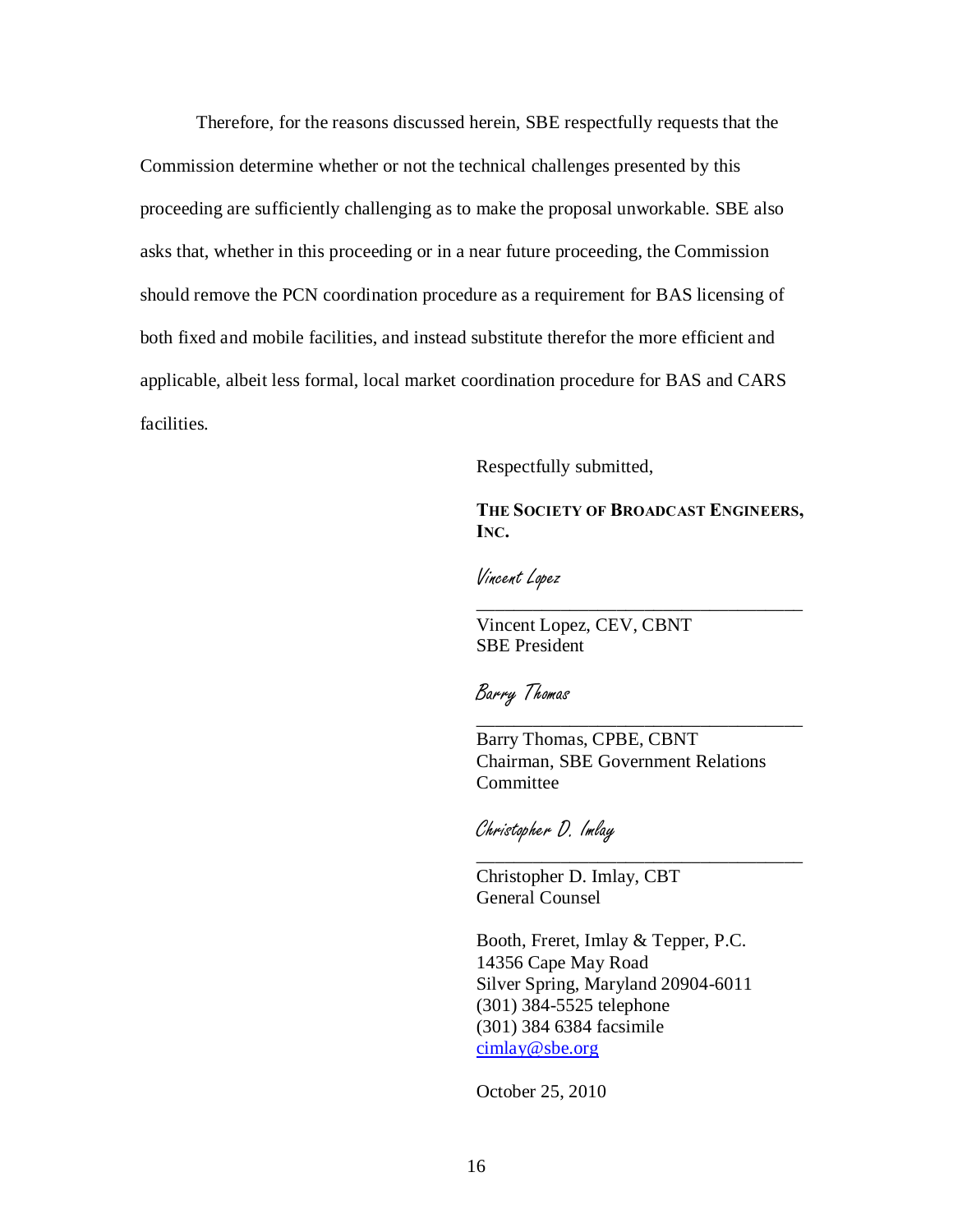Therefore, for the reasons discussed herein, SBE respectfully requests that the Commission determine whether or not the technical challenges presented by this proceeding are sufficiently challenging as to make the proposal unworkable. SBE also asks that, whether in this proceeding or in a near future proceeding, the Commission should remove the PCN coordination procedure as a requirement for BAS licensing of both fixed and mobile facilities, and instead substitute therefor the more efficient and applicable, albeit less formal, local market coordination procedure for BAS and CARS facilities.

Respectfully submitted,

**THE SOCIETY OF BROADCAST ENGINEERS, INC.**

*Vincent Lopez*
\_\_\_\_\_\_\_\_\_\_\_\_\_\_\_\_\_\_\_\_\_\_\_\_\_\_\_\_\_\_\_\_\_\_\_
Vincent Lopez, CEV, CBNT
SBE President

*Barry Thomas*
\_\_\_\_\_\_\_\_\_\_\_\_\_\_\_\_\_\_\_\_\_\_\_\_\_\_\_\_\_\_\_\_\_\_\_
Barry Thomas, CPBE, CBNT
Chairman, SBE Government Relations Committee

*Christopher D. Imlay*
\_\_\_\_\_\_\_\_\_\_\_\_\_\_\_\_\_\_\_\_\_\_\_\_\_\_\_\_\_\_\_\_\_\_\_
Christopher D. Imlay, CBT
General Counsel

Booth, Freret, Imlay & Tepper, P.C.
14356 Cape May Road
Silver Spring, Maryland 20904-6011
(301) 384-5525 telephone
(301) 384 6384 facsimile
cimlay@sbe.org

October 25, 2010